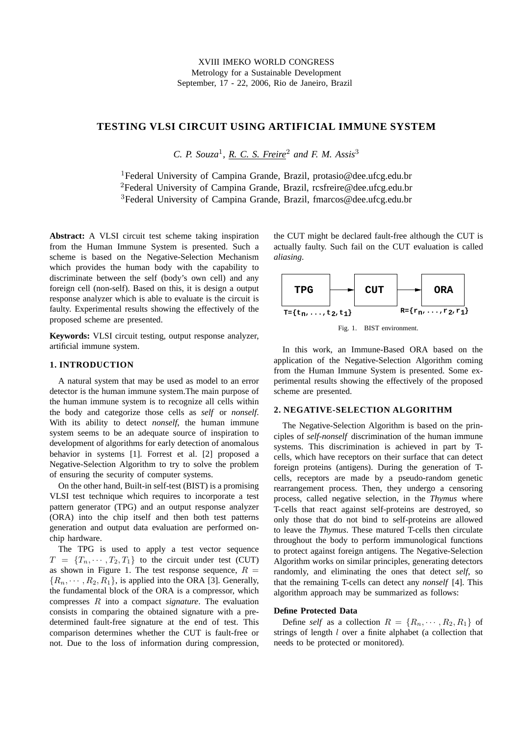XVIII IMEKO WORLD CONGRESS
Metrology for a Sustainable Development
September, 17 - 22, 2006, Rio de Janeiro, Brazil

# TESTING VLSI CIRCUIT USING ARTIFICIAL IMMUNE SYSTEM

*C. P. Souza*[1], *R. C. S. Freire*[2] *and F. M. Assis*[3]

[1]Federal University of Campina Grande, Brazil, protasio@dee.ufcg.edu.br
[2]Federal University of Campina Grande, Brazil, rcsfreire@dee.ufcg.edu.br
[3]Federal University of Campina Grande, Brazil, fmarcos@dee.ufcg.edu.br

**Abstract:** A VLSI circuit test scheme taking inspiration from the Human Immune System is presented. Such a scheme is based on the Negative-Selection Mechanism which provides the human body with the capability to discriminate between the self (body's own cell) and any foreign cell (non-self). Based on this, it is design a output response analyzer which is able to evaluate is the circuit is faulty. Experimental results showing the effectively of the proposed scheme are presented.

**Keywords:** VLSI circuit testing, output response analyzer, artificial immune system.

## 1. INTRODUCTION

A natural system that may be used as model to an error detector is the human immune system.The main purpose of the human immune system is to recognize all cells within the body and categorize those cells as *self* or *nonself*. With its ability to detect *nonself*, the human immune system seems to be an adequate source of inspiration to development of algorithms for early detection of anomalous behavior in systems [1]. Forrest et al. [2] proposed a Negative-Selection Algorithm to try to solve the problem of ensuring the security of computer systems.

On the other hand, Built-in self-test (BIST) is a promising VLSI test technique which requires to incorporate a test pattern generator (TPG) and an output response analyzer (ORA) into the chip itself and then both test patterns generation and output data evaluation are performed on-chip hardware.

The TPG is used to apply a test vector sequence $T = \{T_n, \cdots, T_2, T_1\}$ to the circuit under test (CUT) as shown in Figure 1. The test response sequence, $R = \{R_n, \cdots, R_2, R_1\}$, is applied into the ORA [3]. Generally, the fundamental block of the ORA is a compressor, which compresses $R$ into a compact *signature*. The evaluation consists in comparing the obtained signature with a pre-determined fault-free signature at the end of test. This comparison determines whether the CUT is fault-free or not. Due to the loss of information during compression, the CUT might be declared fault-free although the CUT is actually faulty. Such fail on the CUT evaluation is called *aliasing*.

TPG → CUT → ORA

$T=\{t_n, \ldots, t_2, t_1\}$ $R=\{r_n, \ldots, r_2, r_1\}$

Fig. 1. BIST environment.

In this work, an Immune-Based ORA based on the application of the Negative-Selection Algorithm coming from the Human Immune System is presented. Some experimental results showing the effectively of the proposed scheme are presented.

## 2. NEGATIVE-SELECTION ALGORITHM

The Negative-Selection Algorithm is based on the principles of *self-nonself* discrimination of the human immune systems. This discrimination is achieved in part by T-cells, which have receptors on their surface that can detect foreign proteins (antigens). During the generation of T-cells, receptors are made by a pseudo-random genetic rearrangement process. Then, they undergo a censoring process, called negative selection, in the *Thymus* where T-cells that react against self-proteins are destroyed, so only those that do not bind to self-proteins are allowed to leave the *Thymus*. These matured T-cells then circulate throughout the body to perform immunological functions to protect against foreign antigens. The Negative-Selection Algorithm works on similar principles, generating detectors randomly, and eliminating the ones that detect *self*, so that the remaining T-cells can detect any *nonself* [4]. This algorithm approach may be summarized as follows:

### Define Protected Data

Define *self* as a collection $R = \{R_n, \cdots, R_2, R_1\}$ of strings of length $l$ over a finite alphabet (a collection that needs to be protected or monitored).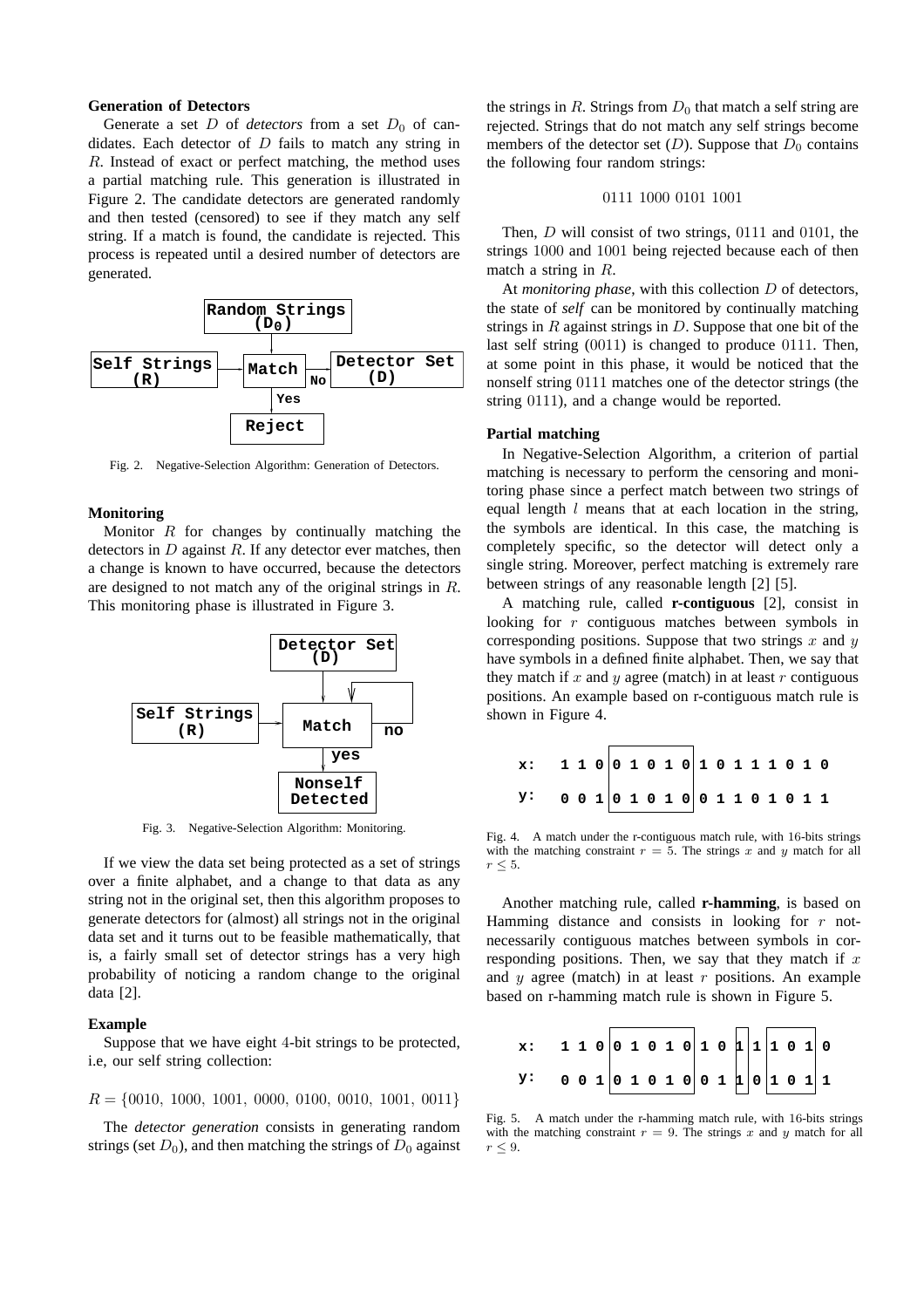**Generation of Detectors**

Generate a set $D$ of *detectors* from a set $D_0$ of candidates. Each detector of $D$ fails to match any string in $R$. Instead of exact or perfect matching, the method uses a partial matching rule. This generation is illustrated in Figure 2. The candidate detectors are generated randomly and then tested (censored) to see if they match any self string. If a match is found, the candidate is rejected. This process is repeated until a desired number of detectors are generated.

Fig. 2. Negative-Selection Algorithm: Generation of Detectors.

**Monitoring**

Monitor $R$ for changes by continually matching the detectors in $D$ against $R$. If any detector ever matches, then a change is known to have occurred, because the detectors are designed to not match any of the original strings in $R$. This monitoring phase is illustrated in Figure 3.

Fig. 3. Negative-Selection Algorithm: Monitoring.

If we view the data set being protected as a set of strings over a finite alphabet, and a change to that data as any string not in the original set, then this algorithm proposes to generate detectors for (almost) all strings not in the original data set and it turns out to be feasible mathematically, that is, a fairly small set of detector strings has a very high probability of noticing a random change to the original data [2].

**Example**

Suppose that we have eight 4-bit strings to be protected, i.e, our self string collection:

$R = \{0010,\ 1000,\ 1001,\ 0000,\ 0100,\ 0010,\ 1001,\ 0011\}$

The *detector generation* consists in generating random strings (set $D_0$), and then matching the strings of $D_0$ against the strings in $R$. Strings from $D_0$ that match a self string are rejected. Strings that do not match any self strings become members of the detector set ($D$). Suppose that $D_0$ contains the following four random strings:

$$0111\ 1000\ 0101\ 1001$$

Then, $D$ will consist of two strings, $0111$ and $0101$, the strings $1000$ and $1001$ being rejected because each of then match a string in $R$.

At *monitoring phase*, with this collection $D$ of detectors, the state of *self* can be monitored by continually matching strings in $R$ against strings in $D$. Suppose that one bit of the last self string ($0011$) is changed to produce $0111$. Then, at some point in this phase, it would be noticed that the nonself string $0111$ matches one of the detector strings (the string $0111$), and a change would be reported.

**Partial matching**

In Negative-Selection Algorithm, a criterion of partial matching is necessary to perform the censoring and monitoring phase since a perfect match between two strings of equal length $l$ means that at each location in the string, the symbols are identical. In this case, the matching is completely specific, so the detector will detect only a single string. Moreover, perfect matching is extremely rare between strings of any reasonable length [2] [5].

A matching rule, called **r-contiguous** [2], consist in looking for $r$ contiguous matches between symbols in corresponding positions. Suppose that two strings $x$ and $y$ have symbols in a defined finite alphabet. Then, we say that they match if $x$ and $y$ agree (match) in at least $r$ contiguous positions. An example based on r-contiguous match rule is shown in Figure 4.

```
x:  1 1 0|0 1 0 1 0|1 0 1 1 1 0 1 0
y:  0 0 1|0 1 0 1 0|0 1 1 0 1 0 1 1
```

Fig. 4. A match under the r-contiguous match rule, with 16-bits strings with the matching constraint $r = 5$. The strings $x$ and $y$ match for all $r \leq 5$.

Another matching rule, called **r-hamming**, is based on Hamming distance and consists in looking for $r$ not-necessarily contiguous matches between symbols in corresponding positions. Then, we say that they match if $x$ and $y$ agree (match) in at least $r$ positions. An example based on r-hamming match rule is shown in Figure 5.

```
x:  1 1 0|0 1 0 1 0|1 0|1|1|1 0 1|0
y:  0 0 1|0 1 0 1 0|0 1|1|0|1 0 1|1
```

Fig. 5. A match under the r-hamming match rule, with 16-bits strings with the matching constraint $r = 9$. The strings $x$ and $y$ match for all $r \leq 9$.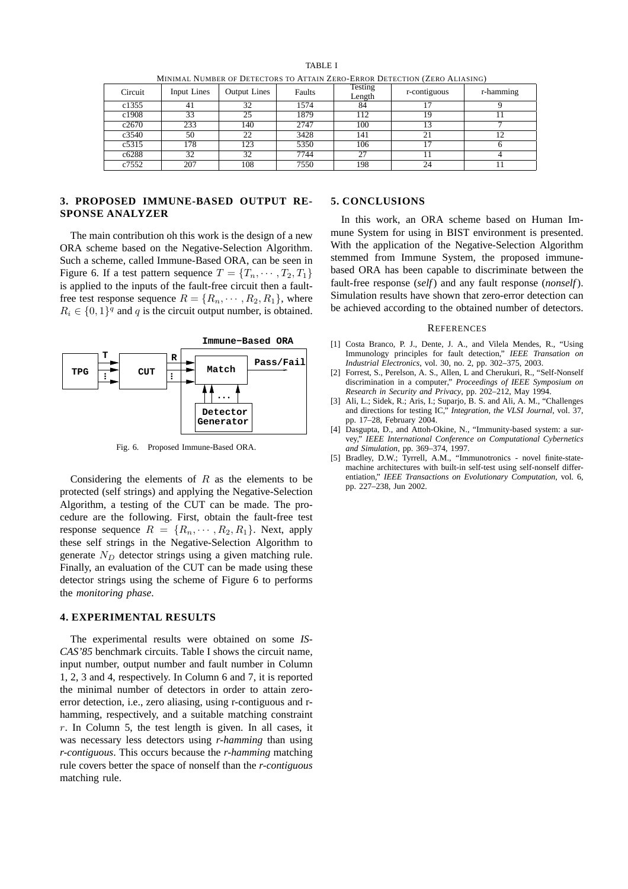TABLE I

MINIMAL NUMBER OF DETECTORS TO ATTAIN ZERO-ERROR DETECTION (ZERO ALIASING)

| Circuit | Input Lines | Output Lines | Faults | Testing Length | r-contiguous | r-hamming |
|---|---|---|---|---|---|---|
| c1355 | 41 | 32 | 1574 | 84 | 17 | 9 |
| c1908 | 33 | 25 | 1879 | 112 | 19 | 11 |
| c2670 | 233 | 140 | 2747 | 100 | 13 | 7 |
| c3540 | 50 | 22 | 3428 | 141 | 21 | 12 |
| c5315 | 178 | 123 | 5350 | 106 | 17 | 6 |
| c6288 | 32 | 32 | 7744 | 27 | 11 | 4 |
| c7552 | 207 | 108 | 7550 | 198 | 24 | 11 |

## 3. PROPOSED IMMUNE-BASED OUTPUT RESPONSE ANALYZER

The main contribution oh this work is the design of a new ORA scheme based on the Negative-Selection Algorithm. Such a scheme, called Immune-Based ORA, can be seen in Figure 6. If a test pattern sequence $T = \{T_n, \cdots, T_2, T_1\}$ is applied to the inputs of the fault-free circuit then a fault-free test response sequence $R = \{R_n, \cdots, R_2, R_1\}$, where $R_i \in \{0, 1\}^q$ and $q$ is the circuit output number, is obtained.

Immune−Based ORA

TPG

T

CUT

R

Match

Pass/Fail

...

Detector Generator

Fig. 6. Proposed Immune-Based ORA.

Considering the elements of $R$ as the elements to be protected (self strings) and applying the Negative-Selection Algorithm, a testing of the CUT can be made. The procedure are the following. First, obtain the fault-free test response sequence $R = \{R_n, \cdots, R_2, R_1\}$. Next, apply these self strings in the Negative-Selection Algorithm to generate $N_D$ detector strings using a given matching rule. Finally, an evaluation of the CUT can be made using these detector strings using the scheme of Figure 6 to performs the *monitoring phase*.

## 4. EXPERIMENTAL RESULTS

The experimental results were obtained on some *ISCAS'85* benchmark circuits. Table I shows the circuit name, input number, output number and fault number in Column 1, 2, 3 and 4, respectively. In Column 6 and 7, it is reported the minimal number of detectors in order to attain zero-error detection, i.e., zero aliasing, using r-contiguous and r-hamming, respectively, and a suitable matching constraint $r$. In Column 5, the test length is given. In all cases, it was necessary less detectors using *r-hamming* than using *r-contiguous*. This occurs because the *r-hamming* matching rule covers better the space of nonself than the *r-contiguous* matching rule.

## 5. CONCLUSIONS

In this work, an ORA scheme based on Human Immune System for using in BIST environment is presented. With the application of the Negative-Selection Algorithm stemmed from Immune System, the proposed immune-based ORA has been capable to discriminate between the fault-free response (*self*) and any fault response (*nonself*). Simulation results have shown that zero-error detection can be achieved according to the obtained number of detectors.

### REFERENCES

[1] Costa Branco, P. J., Dente, J. A., and Vilela Mendes, R., "Using Immunology principles for fault detection," *IEEE Transation on Industrial Electronics*, vol. 30, no. 2, pp. 302–375, 2003.

[2] Forrest, S., Perelson, A. S., Allen, L and Cherukuri, R., "Self-Nonself discrimination in a computer," *Proceedings of IEEE Symposium on Research in Security and Privacy*, pp. 202–212, May 1994.

[3] Ali, L.; Sidek, R.; Aris, I.; Suparjo, B. S. and Ali, A. M., "Challenges and directions for testing IC," *Integration, the VLSI Journal*, vol. 37, pp. 17–28, February 2004.

[4] Dasgupta, D., and Attoh-Okine, N., "Immunity-based system: a survey," *IEEE International Conference on Computational Cybernetics and Simulation*, pp. 369–374, 1997.

[5] Bradley, D.W.; Tyrrell, A.M., "Immunotronics - novel finite-state-machine architectures with built-in self-test using self-nonself differentiation," *IEEE Transactions on Evolutionary Computation*, vol. 6, pp. 227–238, Jun 2002.